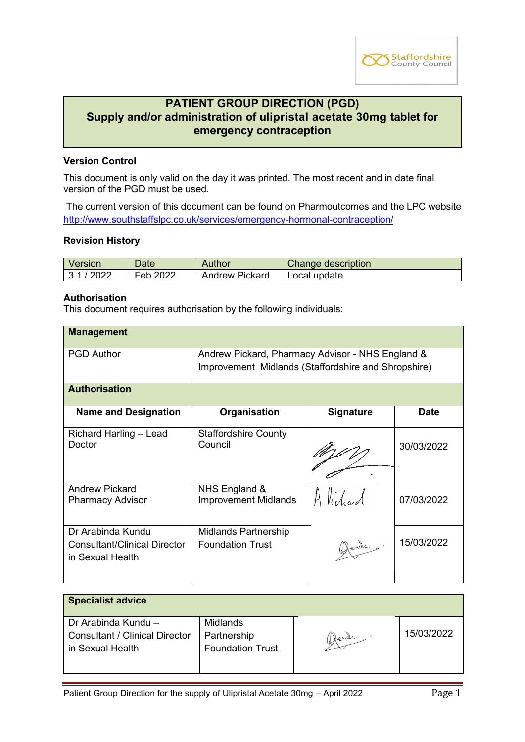Staffordshire County Council

# PATIENT GROUP DIRECTION (PGD)
## Supply and/or administration of ulipristal acetate 30mg tablet for emergency contraception

### Version Control

This document is only valid on the day it was printed. The most recent and in date final version of the PGD must be used.

The current version of this document can be found on Pharmoutcomes and the LPC website http://www.southstaffslpc.co.uk/services/emergency-hormonal-contraception/

### Revision History

| Version | Date | Author | Change description |
|---|---|---|---|
| 3.1 / 2022 | Feb 2022 | Andrew Pickard | Local update |

### Authorisation

This document requires authorisation by the following individuals:

| **Management** | | | |
|---|---|---|---|
| PGD Author | Andrew Pickard, Pharmacy Advisor - NHS England & Improvement Midlands (Staffordshire and Shropshire) | | |
| **Authorisation** | | | |
| **Name and Designation** | **Organisation** | **Signature** | **Date** |
| Richard Harling – Lead Doctor | Staffordshire County Council | [signature] | 30/03/2022 |
| Andrew Pickard Pharmacy Advisor | NHS England & Improvement Midlands | [signature] | 07/03/2022 |
| Dr Arabinda Kundu Consultant/Clinical Director in Sexual Health | Midlands Partnership Foundation Trust | [signature] | 15/03/2022 |

| **Specialist advice** | | | |
|---|---|---|---|
| Dr Arabinda Kundu – Consultant / Clinical Director in Sexual Health | Midlands Partnership Foundation Trust | [signature] | 15/03/2022 |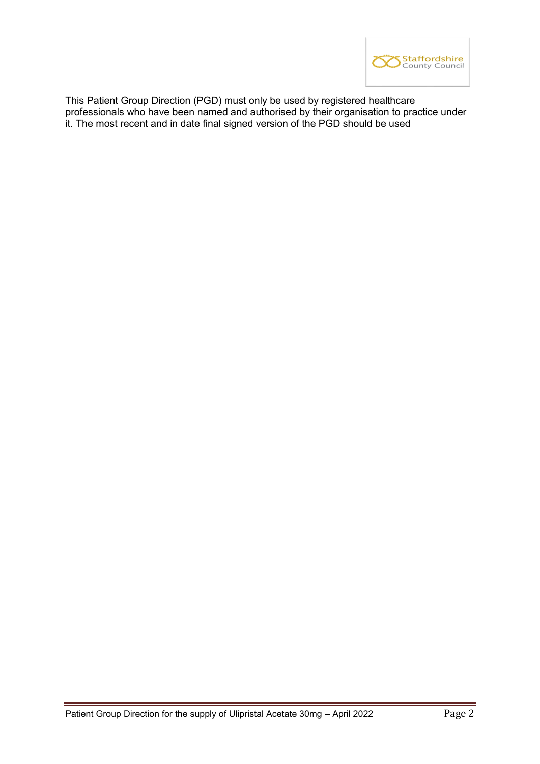This Patient Group Direction (PGD) must only be used by registered healthcare professionals who have been named and authorised by their organisation to practice under it. The most recent and in date final signed version of the PGD should be used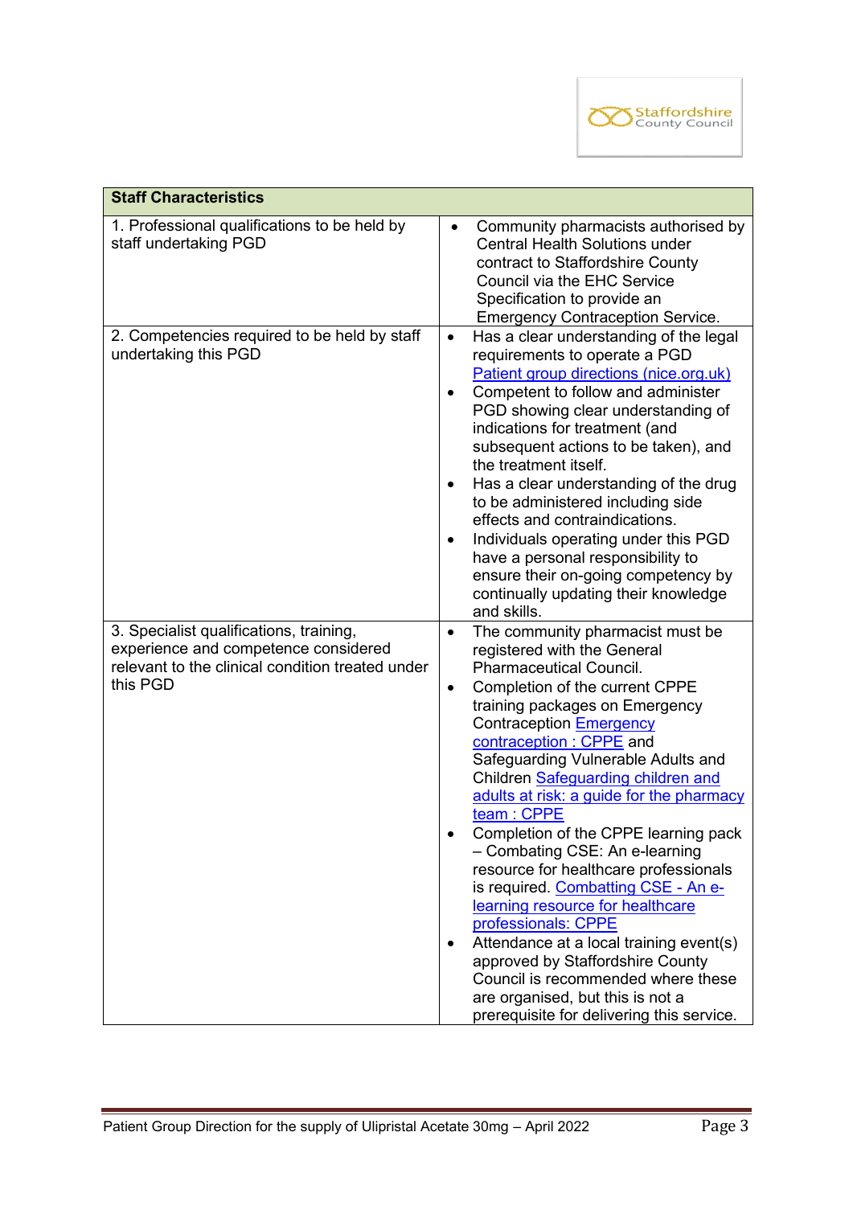| Staff Characteristics | |
|---|---|
| 1. Professional qualifications to be held by staff undertaking PGD | • Community pharmacists authorised by Central Health Solutions under contract to Staffordshire County Council via the EHC Service Specification to provide an Emergency Contraception Service. |
| 2. Competencies required to be held by staff undertaking this PGD | • Has a clear understanding of the legal requirements to operate a PGD [Patient group directions (nice.org.uk)]<br>• Competent to follow and administer PGD showing clear understanding of indications for treatment (and subsequent actions to be taken), and the treatment itself.<br>• Has a clear understanding of the drug to be administered including side effects and contraindications.<br>• Individuals operating under this PGD have a personal responsibility to ensure their on-going competency by continually updating their knowledge and skills. |
| 3. Specialist qualifications, training, experience and competence considered relevant to the clinical condition treated under this PGD | • The community pharmacist must be registered with the General Pharmaceutical Council.<br>• Completion of the current CPPE training packages on Emergency Contraception [Emergency contraception : CPPE] and Safeguarding Vulnerable Adults and Children [Safeguarding children and adults at risk: a guide for the pharmacy team : CPPE]<br>• Completion of the CPPE learning pack – Combating CSE: An e-learning resource for healthcare professionals is required. [Combatting CSE - An e-learning resource for healthcare professionals: CPPE]<br>• Attendance at a local training event(s) approved by Staffordshire County Council is recommended where these are organised, but this is not a prerequisite for delivering this service. |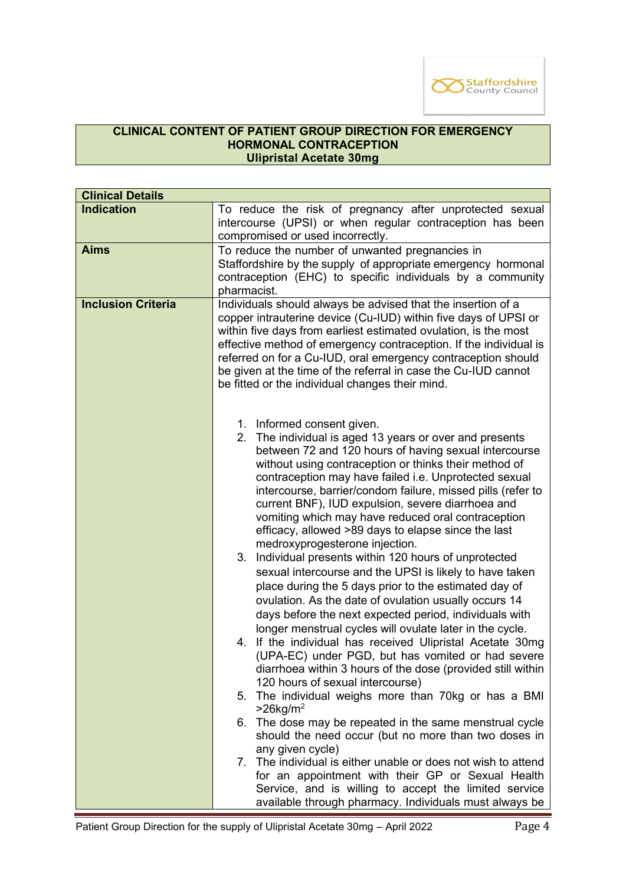**CLINICAL CONTENT OF PATIENT GROUP DIRECTION FOR EMERGENCY HORMONAL CONTRACEPTION**
**Ulipristal Acetate 30mg**

| **Clinical Details** | |
|---|---|
| **Indication** | To reduce the risk of pregnancy after unprotected sexual intercourse (UPSI) or when regular contraception has been compromised or used incorrectly. |
| **Aims** | To reduce the number of unwanted pregnancies in Staffordshire by the supply of appropriate emergency hormonal contraception (EHC) to specific individuals by a community pharmacist. |
| **Inclusion Criteria** | Individuals should always be advised that the insertion of a copper intrauterine device (Cu-IUD) within five days of UPSI or within five days from earliest estimated ovulation, is the most effective method of emergency contraception. If the individual is referred on for a Cu-IUD, oral emergency contraception should be given at the time of the referral in case the Cu-IUD cannot be fitted or the individual changes their mind.<br><br>1. Informed consent given.<br>2. The individual is aged 13 years or over and presents between 72 and 120 hours of having sexual intercourse without using contraception or thinks their method of contraception may have failed i.e. Unprotected sexual intercourse, barrier/condom failure, missed pills (refer to current BNF), IUD expulsion, severe diarrhoea and vomiting which may have reduced oral contraception efficacy, allowed >89 days to elapse since the last medroxyprogesterone injection.<br>3. Individual presents within 120 hours of unprotected sexual intercourse and the UPSI is likely to have taken place during the 5 days prior to the estimated day of ovulation. As the date of ovulation usually occurs 14 days before the next expected period, individuals with longer menstrual cycles will ovulate later in the cycle.<br>4. If the individual has received Ulipristal Acetate 30mg (UPA-EC) under PGD, but has vomited or had severe diarrhoea within 3 hours of the dose (provided still within 120 hours of sexual intercourse)<br>5. The individual weighs more than 70kg or has a BMI >26kg/m$^2$<br>6. The dose may be repeated in the same menstrual cycle should the need occur (but no more than two doses in any given cycle)<br>7. The individual is either unable or does not wish to attend for an appointment with their GP or Sexual Health Service, and is willing to accept the limited service available through pharmacy. Individuals must always be |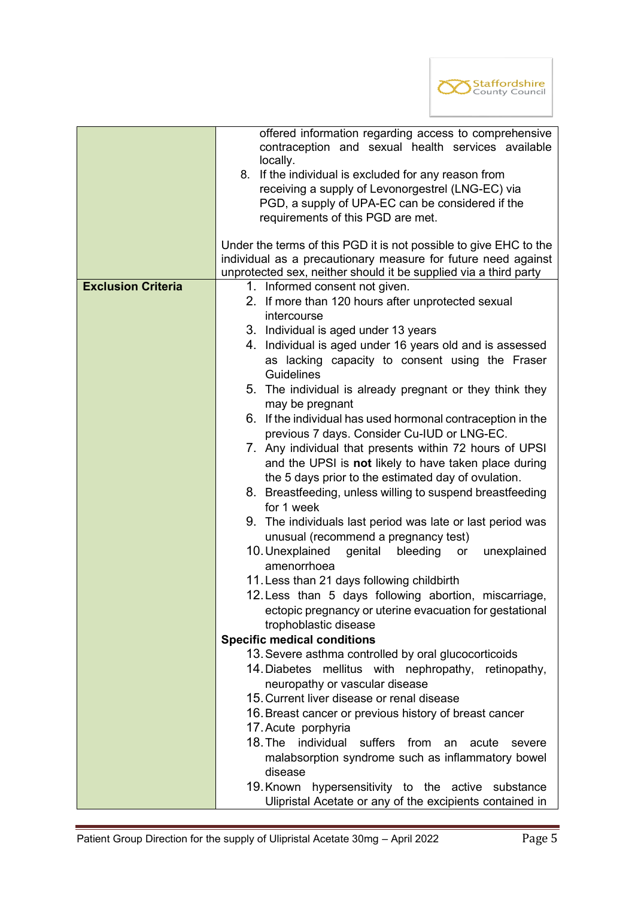| | |
|---|---|
| | offered information regarding access to comprehensive contraception and sexual health services available locally.<br>8. If the individual is excluded for any reason from receiving a supply of Levonorgestrel (LNG-EC) via PGD, a supply of UPA-EC can be considered if the requirements of this PGD are met.<br><br>Under the terms of this PGD it is not possible to give EHC to the individual as a precautionary measure for future need against unprotected sex, neither should it be supplied via a third party |
| **Exclusion Criteria** | 1. Informed consent not given.<br>2. If more than 120 hours after unprotected sexual intercourse<br>3. Individual is aged under 13 years<br>4. Individual is aged under 16 years old and is assessed as lacking capacity to consent using the Fraser Guidelines<br>5. The individual is already pregnant or they think they may be pregnant<br>6. If the individual has used hormonal contraception in the previous 7 days. Consider Cu-IUD or LNG-EC.<br>7. Any individual that presents within 72 hours of UPSI and the UPSI is **not** likely to have taken place during the 5 days prior to the estimated day of ovulation.<br>8. Breastfeeding, unless willing to suspend breastfeeding for 1 week<br>9. The individuals last period was late or last period was unusual (recommend a pregnancy test)<br>10. Unexplained genital bleeding or unexplained amenorrhoea<br>11. Less than 21 days following childbirth<br>12. Less than 5 days following abortion, miscarriage, ectopic pregnancy or uterine evacuation for gestational trophoblastic disease<br>**Specific medical conditions**<br>13. Severe asthma controlled by oral glucocorticoids<br>14. Diabetes mellitus with nephropathy, retinopathy, neuropathy or vascular disease<br>15. Current liver disease or renal disease<br>16. Breast cancer or previous history of breast cancer<br>17. Acute porphyria<br>18. The individual suffers from an acute severe malabsorption syndrome such as inflammatory bowel disease<br>19. Known hypersensitivity to the active substance Ulipristal Acetate or any of the excipients contained in |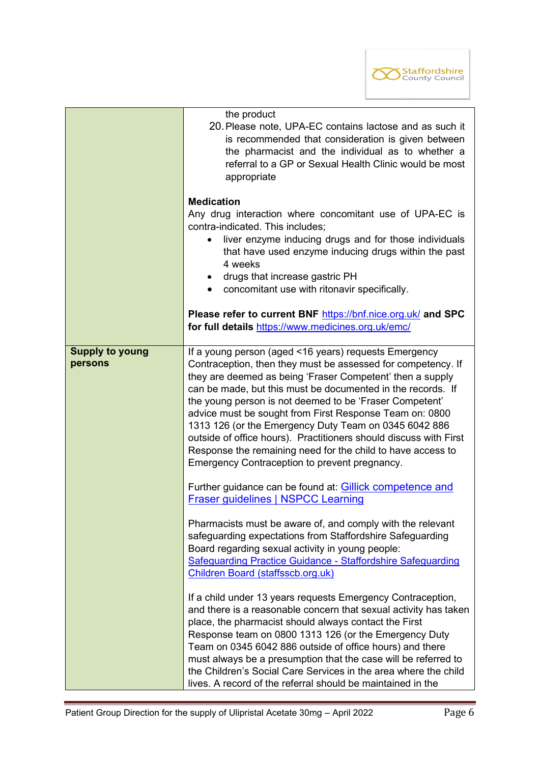| | |
|---|---|
| | the product<br>20. Please note, UPA-EC contains lactose and as such it is recommended that consideration is given between the pharmacist and the individual as to whether a referral to a GP or Sexual Health Clinic would be most appropriate<br><br>**Medication**<br>Any drug interaction where concomitant use of UPA-EC is contra-indicated. This includes;<br>• liver enzyme inducing drugs and for those individuals that have used enzyme inducing drugs within the past 4 weeks<br>• drugs that increase gastric PH<br>• concomitant use with ritonavir specifically.<br><br>**Please refer to current BNF** [https://bnf.nice.org.uk/](https://bnf.nice.org.uk/) **and SPC for full details** [https://www.medicines.org.uk/emc/](https://www.medicines.org.uk/emc/) |
| **Supply to young persons** | If a young person (aged <16 years) requests Emergency Contraception, then they must be assessed for competency. If they are deemed as being 'Fraser Competent' then a supply can be made, but this must be documented in the records. If the young person is not deemed to be 'Fraser Competent' advice must be sought from First Response Team on: 0800 1313 126 (or the Emergency Duty Team on 0345 6042 886 outside of office hours). Practitioners should discuss with First Response the remaining need for the child to have access to Emergency Contraception to prevent pregnancy.<br><br>Further guidance can be found at: Gillick competence and Fraser guidelines \| NSPCC Learning<br><br>Pharmacists must be aware of, and comply with the relevant safeguarding expectations from Staffordshire Safeguarding Board regarding sexual activity in young people: Safeguarding Practice Guidance - Staffordshire Safeguarding Children Board (staffsscb.org.uk)<br><br>If a child under 13 years requests Emergency Contraception, and there is a reasonable concern that sexual activity has taken place, the pharmacist should always contact the First Response team on 0800 1313 126 (or the Emergency Duty Team on 0345 6042 886 outside of office hours) and there must always be a presumption that the case will be referred to the Children's Social Care Services in the area where the child lives. A record of the referral should be maintained in the |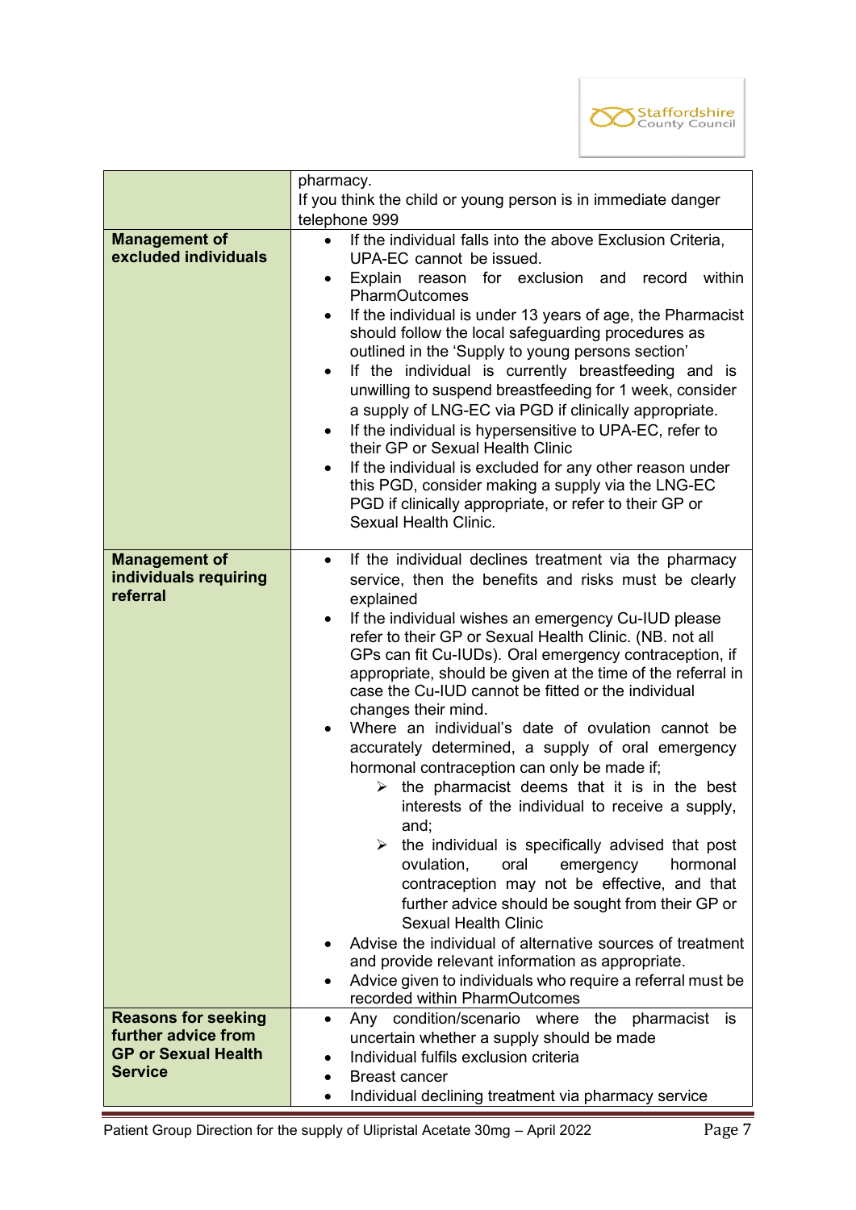| | |
|---|---|
| | pharmacy.<br>If you think the child or young person is in immediate danger telephone 999 |
| **Management of excluded individuals** | • If the individual falls into the above Exclusion Criteria, UPA-EC cannot be issued.<br>• Explain reason for exclusion and record within PharmOutcomes<br>• If the individual is under 13 years of age, the Pharmacist should follow the local safeguarding procedures as outlined in the 'Supply to young persons section'<br>• If the individual is currently breastfeeding and is unwilling to suspend breastfeeding for 1 week, consider a supply of LNG-EC via PGD if clinically appropriate.<br>• If the individual is hypersensitive to UPA-EC, refer to their GP or Sexual Health Clinic<br>• If the individual is excluded for any other reason under this PGD, consider making a supply via the LNG-EC PGD if clinically appropriate, or refer to their GP or Sexual Health Clinic. |
| **Management of individuals requiring referral** | • If the individual declines treatment via the pharmacy service, then the benefits and risks must be clearly explained<br>• If the individual wishes an emergency Cu-IUD please refer to their GP or Sexual Health Clinic. (NB. not all GPs can fit Cu-IUDs). Oral emergency contraception, if appropriate, should be given at the time of the referral in case the Cu-IUD cannot be fitted or the individual changes their mind.<br>• Where an individual's date of ovulation cannot be accurately determined, a supply of oral emergency hormonal contraception can only be made if;<br>  ➢ the pharmacist deems that it is in the best interests of the individual to receive a supply, and;<br>  ➢ the individual is specifically advised that post ovulation, oral emergency hormonal contraception may not be effective, and that further advice should be sought from their GP or Sexual Health Clinic<br>• Advise the individual of alternative sources of treatment and provide relevant information as appropriate.<br>• Advice given to individuals who require a referral must be recorded within PharmOutcomes |
| **Reasons for seeking further advice from GP or Sexual Health Service** | • Any condition/scenario where the pharmacist is uncertain whether a supply should be made<br>• Individual fulfils exclusion criteria<br>• Breast cancer<br>• Individual declining treatment via pharmacy service |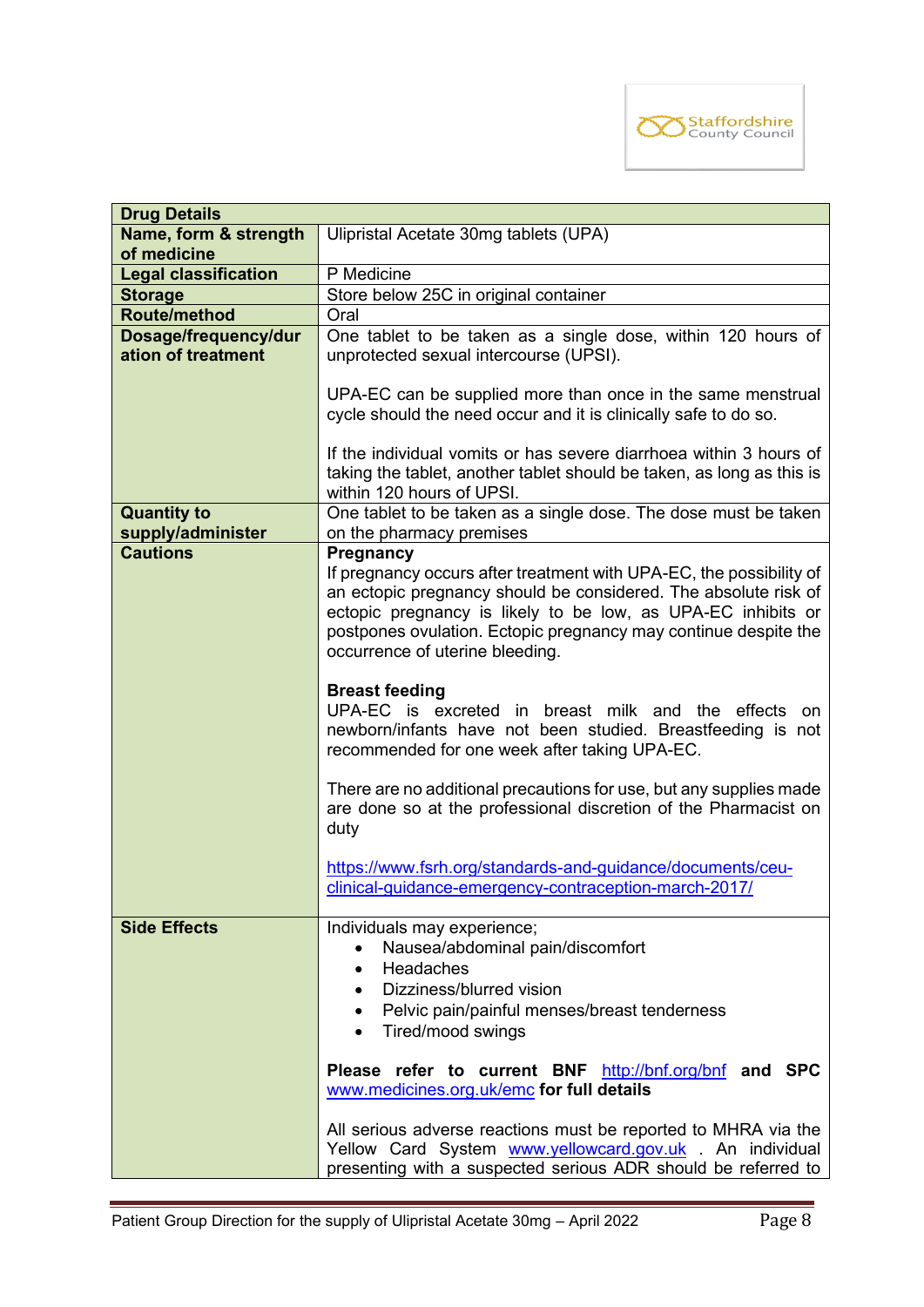| **Drug Details** | |
|---|---|
| **Name, form & strength of medicine** | Ulipristal Acetate 30mg tablets (UPA) |
| **Legal classification** | P Medicine |
| **Storage** | Store below 25C in original container |
| **Route/method** | Oral |
| **Dosage/frequency/duration of treatment** | One tablet to be taken as a single dose, within 120 hours of unprotected sexual intercourse (UPSI).<br><br>UPA-EC can be supplied more than once in the same menstrual cycle should the need occur and it is clinically safe to do so.<br><br>If the individual vomits or has severe diarrhoea within 3 hours of taking the tablet, another tablet should be taken, as long as this is within 120 hours of UPSI. |
| **Quantity to supply/administer** | One tablet to be taken as a single dose. The dose must be taken on the pharmacy premises |
| **Cautions** | **Pregnancy**<br>If pregnancy occurs after treatment with UPA-EC, the possibility of an ectopic pregnancy should be considered. The absolute risk of ectopic pregnancy is likely to be low, as UPA-EC inhibits or postpones ovulation. Ectopic pregnancy may continue despite the occurrence of uterine bleeding.<br><br>**Breast feeding**<br>UPA-EC is excreted in breast milk and the effects on newborn/infants have not been studied. Breastfeeding is not recommended for one week after taking UPA-EC.<br><br>There are no additional precautions for use, but any supplies made are done so at the professional discretion of the Pharmacist on duty<br><br>https://www.fsrh.org/standards-and-guidance/documents/ceu-clinical-guidance-emergency-contraception-march-2017/ |
| **Side Effects** | Individuals may experience;<br>• Nausea/abdominal pain/discomfort<br>• Headaches<br>• Dizziness/blurred vision<br>• Pelvic pain/painful menses/breast tenderness<br>• Tired/mood swings<br><br>**Please refer to current BNF** http://bnf.org/bnf **and SPC** www.medicines.org.uk/emc **for full details**<br><br>All serious adverse reactions must be reported to MHRA via the Yellow Card System www.yellowcard.gov.uk . An individual presenting with a suspected serious ADR should be referred to |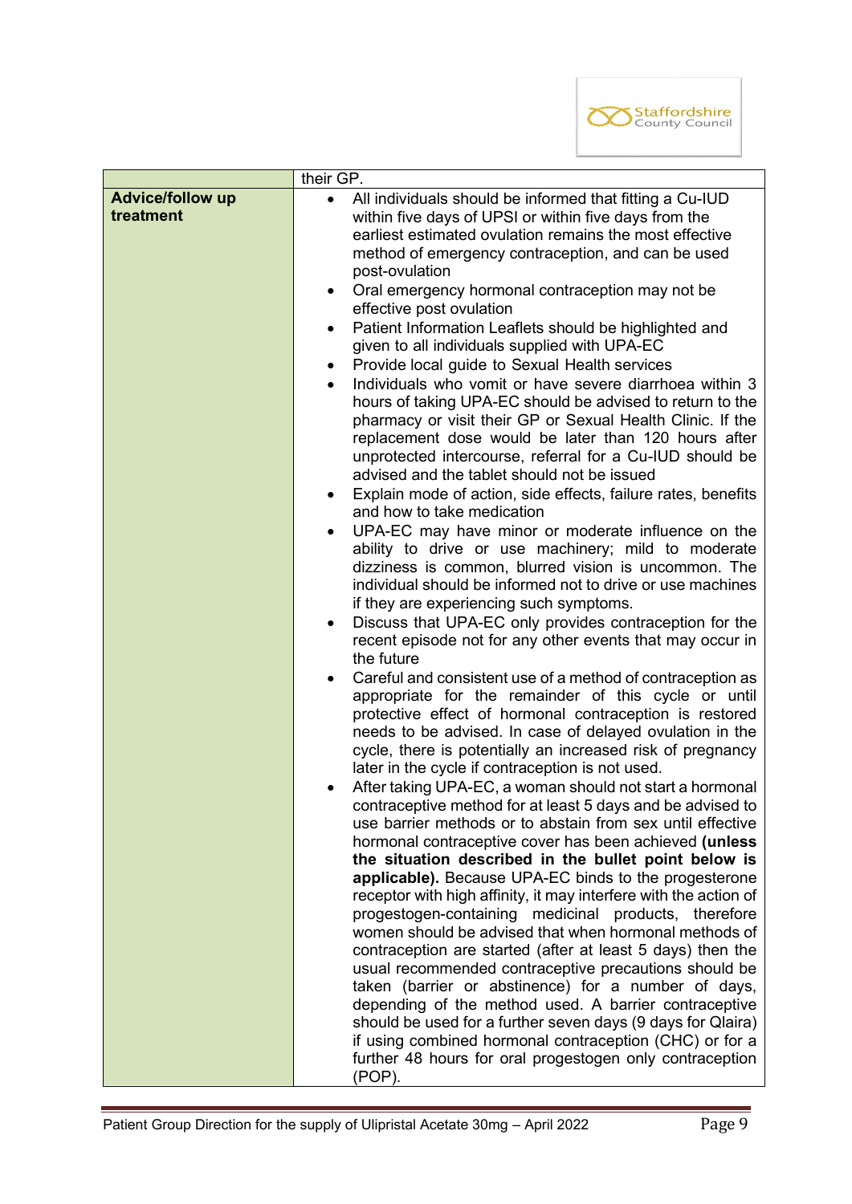| | their GP. |
|---|---|
| **Advice/follow up treatment** | • All individuals should be informed that fitting a Cu-IUD within five days of UPSI or within five days from the earliest estimated ovulation remains the most effective method of emergency contraception, and can be used post-ovulation<br>• Oral emergency hormonal contraception may not be effective post ovulation<br>• Patient Information Leaflets should be highlighted and given to all individuals supplied with UPA-EC<br>• Provide local guide to Sexual Health services<br>• Individuals who vomit or have severe diarrhoea within 3 hours of taking UPA-EC should be advised to return to the pharmacy or visit their GP or Sexual Health Clinic. If the replacement dose would be later than 120 hours after unprotected intercourse, referral for a Cu-IUD should be advised and the tablet should not be issued<br>• Explain mode of action, side effects, failure rates, benefits and how to take medication<br>• UPA-EC may have minor or moderate influence on the ability to drive or use machinery; mild to moderate dizziness is common, blurred vision is uncommon. The individual should be informed not to drive or use machines if they are experiencing such symptoms.<br>• Discuss that UPA-EC only provides contraception for the recent episode not for any other events that may occur in the future<br>• Careful and consistent use of a method of contraception as appropriate for the remainder of this cycle or until protective effect of hormonal contraception is restored needs to be advised. In case of delayed ovulation in the cycle, there is potentially an increased risk of pregnancy later in the cycle if contraception is not used.<br>• After taking UPA-EC, a woman should not start a hormonal contraceptive method for at least 5 days and be advised to use barrier methods or to abstain from sex until effective hormonal contraceptive cover has been achieved **(unless the situation described in the bullet point below is applicable).** Because UPA-EC binds to the progesterone receptor with high affinity, it may interfere with the action of progestogen-containing medicinal products, therefore women should be advised that when hormonal methods of contraception are started (after at least 5 days) then the usual recommended contraceptive precautions should be taken (barrier or abstinence) for a number of days, depending of the method used. A barrier contraceptive should be used for a further seven days (9 days for Qlaira) if using combined hormonal contraception (CHC) or for a further 48 hours for oral progestogen only contraception (POP). |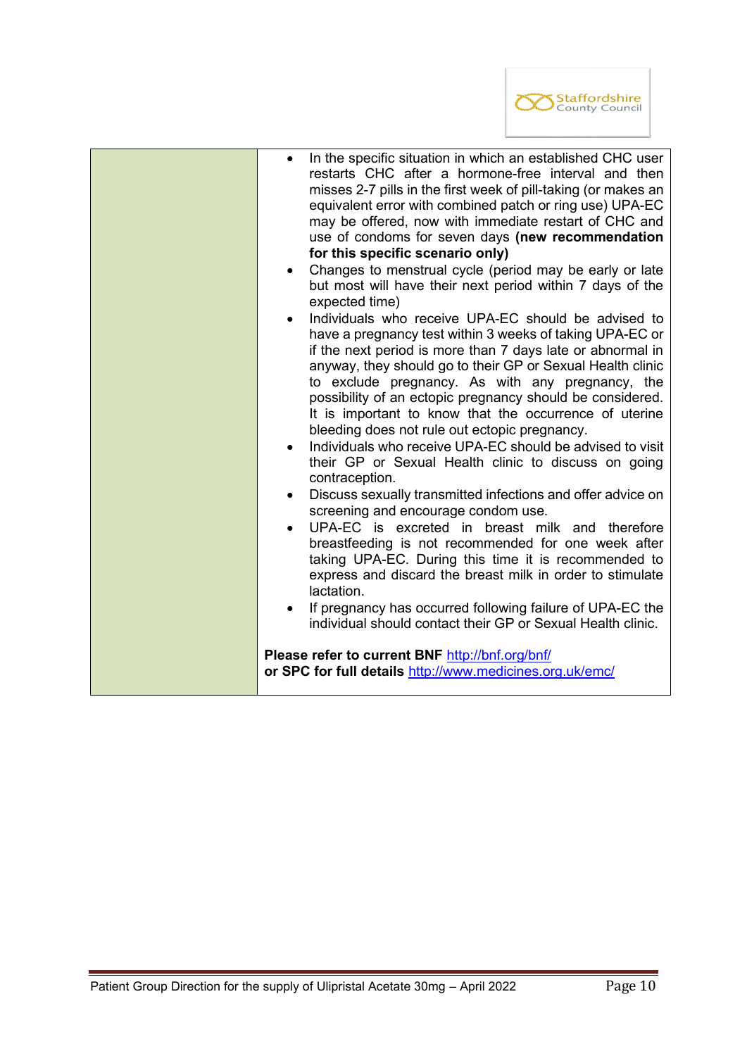| | |
|---|---|
| | • In the specific situation in which an established CHC user restarts CHC after a hormone-free interval and then misses 2-7 pills in the first week of pill-taking (or makes an equivalent error with combined patch or ring use) UPA-EC may be offered, now with immediate restart of CHC and use of condoms for seven days **(new recommendation for this specific scenario only)**<br>• Changes to menstrual cycle (period may be early or late but most will have their next period within 7 days of the expected time)<br>• Individuals who receive UPA-EC should be advised to have a pregnancy test within 3 weeks of taking UPA-EC or if the next period is more than 7 days late or abnormal in anyway, they should go to their GP or Sexual Health clinic to exclude pregnancy. As with any pregnancy, the possibility of an ectopic pregnancy should be considered. It is important to know that the occurrence of uterine bleeding does not rule out ectopic pregnancy.<br>• Individuals who receive UPA-EC should be advised to visit their GP or Sexual Health clinic to discuss on going contraception.<br>• Discuss sexually transmitted infections and offer advice on screening and encourage condom use.<br>• UPA-EC is excreted in breast milk and therefore breastfeeding is not recommended for one week after taking UPA-EC. During this time it is recommended to express and discard the breast milk in order to stimulate lactation.<br>• If pregnancy has occurred following failure of UPA-EC the individual should contact their GP or Sexual Health clinic.<br><br>**Please refer to current BNF** [http://bnf.org/bnf/](http://bnf.org/bnf/)<br>**or SPC for full details** [http://www.medicines.org.uk/emc/](http://www.medicines.org.uk/emc/) |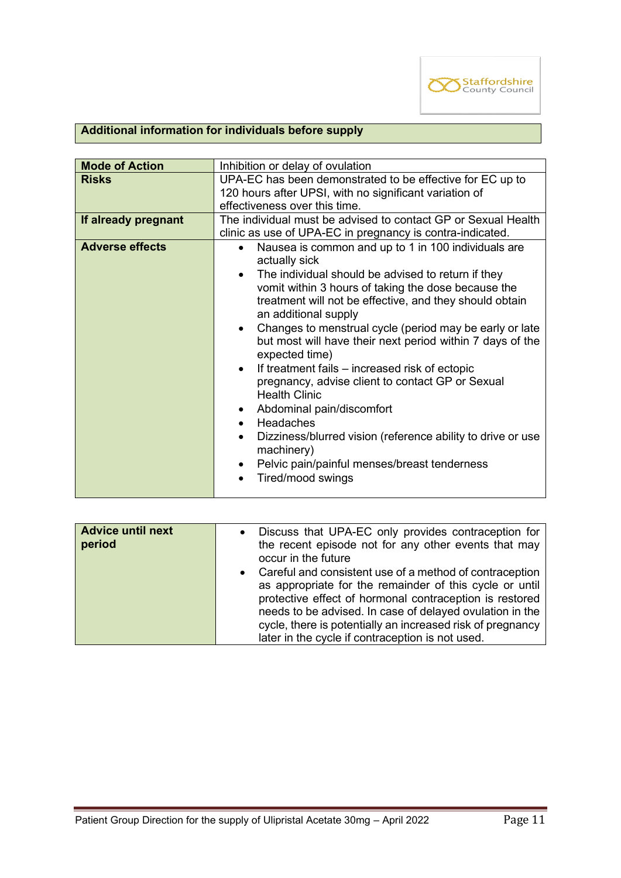## Additional information for individuals before supply

| | |
|---|---|
| **Mode of Action** | Inhibition or delay of ovulation |
| **Risks** | UPA-EC has been demonstrated to be effective for EC up to 120 hours after UPSI, with no significant variation of effectiveness over this time. |
| **If already pregnant** | The individual must be advised to contact GP or Sexual Health clinic as use of UPA-EC in pregnancy is contra-indicated. |
| **Adverse effects** | • Nausea is common and up to 1 in 100 individuals are actually sick<br>• The individual should be advised to return if they vomit within 3 hours of taking the dose because the treatment will not be effective, and they should obtain an additional supply<br>• Changes to menstrual cycle (period may be early or late but most will have their next period within 7 days of the expected time)<br>• If treatment fails – increased risk of ectopic pregnancy, advise client to contact GP or Sexual Health Clinic<br>• Abdominal pain/discomfort<br>• Headaches<br>• Dizziness/blurred vision (reference ability to drive or use machinery)<br>• Pelvic pain/painful menses/breast tenderness<br>• Tired/mood swings |

| | |
|---|---|
| **Advice until next period** | • Discuss that UPA-EC only provides contraception for the recent episode not for any other events that may occur in the future<br>• Careful and consistent use of a method of contraception as appropriate for the remainder of this cycle or until protective effect of hormonal contraception is restored needs to be advised. In case of delayed ovulation in the cycle, there is potentially an increased risk of pregnancy later in the cycle if contraception is not used. |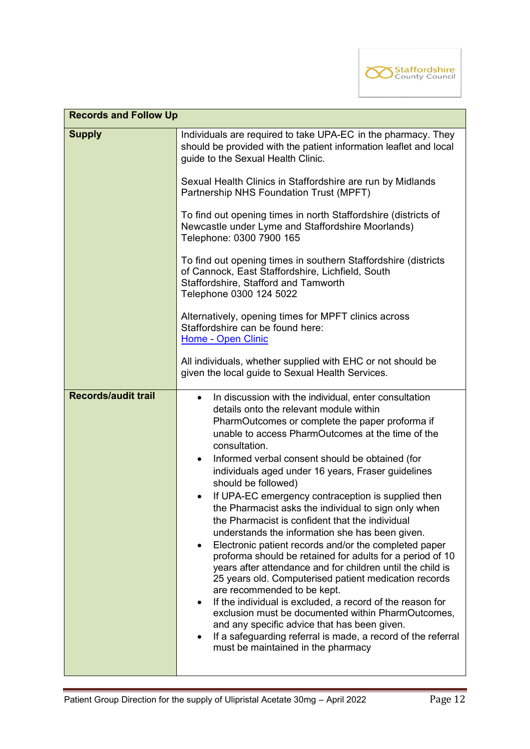| Records and Follow Up | |
|---|---|
| **Supply** | Individuals are required to take UPA-EC in the pharmacy. They should be provided with the patient information leaflet and local guide to the Sexual Health Clinic.<br><br>Sexual Health Clinics in Staffordshire are run by Midlands Partnership NHS Foundation Trust (MPFT)<br><br>To find out opening times in north Staffordshire (districts of Newcastle under Lyme and Staffordshire Moorlands) Telephone: 0300 7900 165<br><br>To find out opening times in southern Staffordshire (districts of Cannock, East Staffordshire, Lichfield, South Staffordshire, Stafford and Tamworth Telephone 0300 124 5022<br><br>Alternatively, opening times for MPFT clinics across Staffordshire can be found here: [Home - Open Clinic]<br><br>All individuals, whether supplied with EHC or not should be given the local guide to Sexual Health Services. |
| **Records/audit trail** | • In discussion with the individual, enter consultation details onto the relevant module within PharmOutcomes or complete the paper proforma if unable to access PharmOutcomes at the time of the consultation.<br>• Informed verbal consent should be obtained (for individuals aged under 16 years, Fraser guidelines should be followed)<br>• If UPA-EC emergency contraception is supplied then the Pharmacist asks the individual to sign only when the Pharmacist is confident that the individual understands the information she has been given.<br>• Electronic patient records and/or the completed paper proforma should be retained for adults for a period of 10 years after attendance and for children until the child is 25 years old. Computerised patient medication records are recommended to be kept.<br>• If the individual is excluded, a record of the reason for exclusion must be documented within PharmOutcomes, and any specific advice that has been given.<br>• If a safeguarding referral is made, a record of the referral must be maintained in the pharmacy |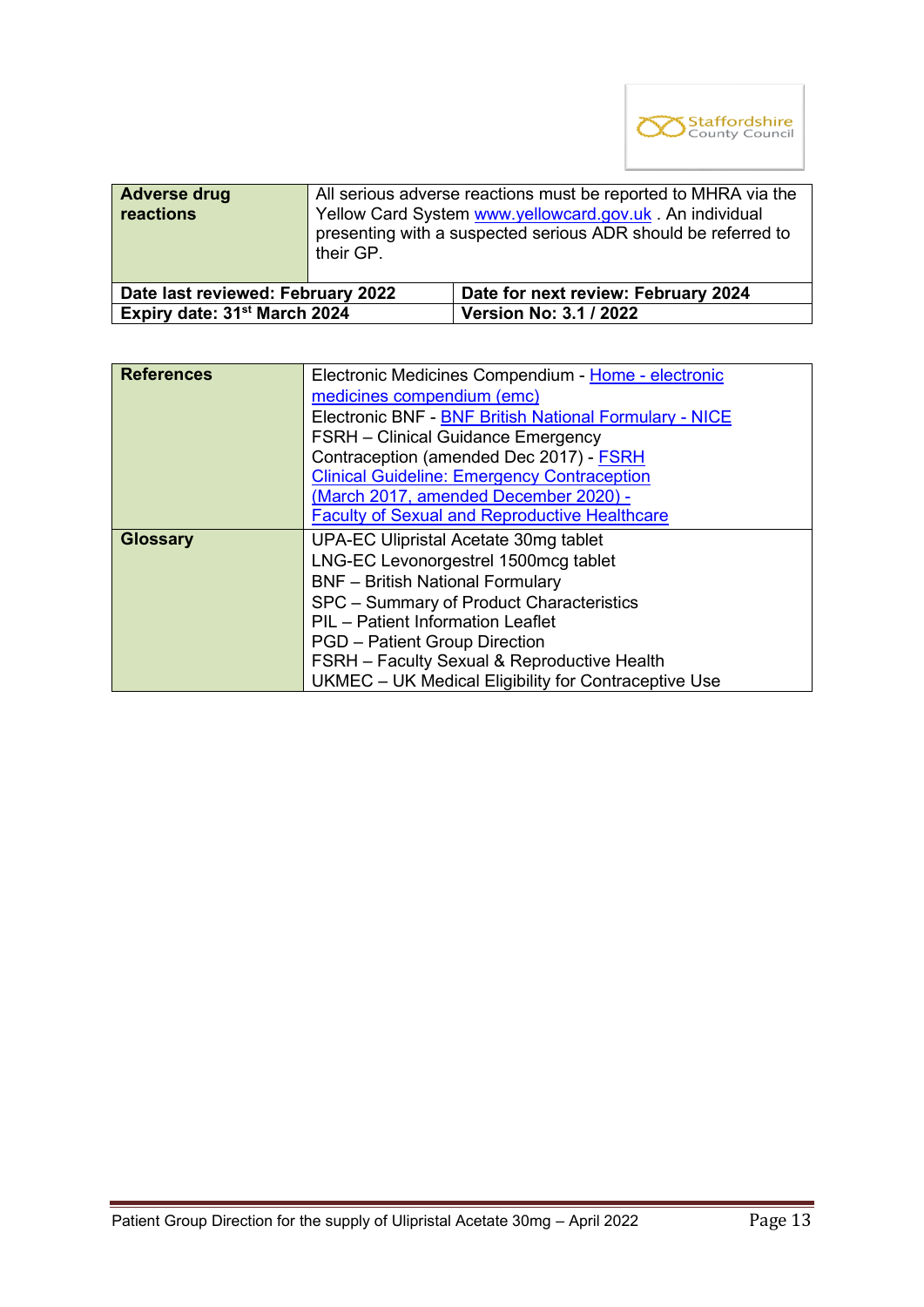| Adverse drug reactions | All serious adverse reactions must be reported to MHRA via the Yellow Card System www.yellowcard.gov.uk . An individual presenting with a suspected serious ADR should be referred to their GP. |
|---|---|
| **Date last reviewed: February 2022** | **Date for next review: February 2024** |
| **Expiry date: 31st March 2024** | **Version No: 3.1 / 2022** |

| References | Electronic Medicines Compendium - Home - electronic medicines compendium (emc)<br>Electronic BNF - BNF British National Formulary - NICE<br>FSRH – Clinical Guidance Emergency Contraception (amended Dec 2017) - FSRH Clinical Guideline: Emergency Contraception (March 2017, amended December 2020) - Faculty of Sexual and Reproductive Healthcare |
|---|---|
| **Glossary** | UPA-EC Ulipristal Acetate 30mg tablet<br>LNG-EC Levonorgestrel 1500mcg tablet<br>BNF – British National Formulary<br>SPC – Summary of Product Characteristics<br>PIL – Patient Information Leaflet<br>PGD – Patient Group Direction<br>FSRH – Faculty Sexual & Reproductive Health<br>UKMEC – UK Medical Eligibility for Contraceptive Use |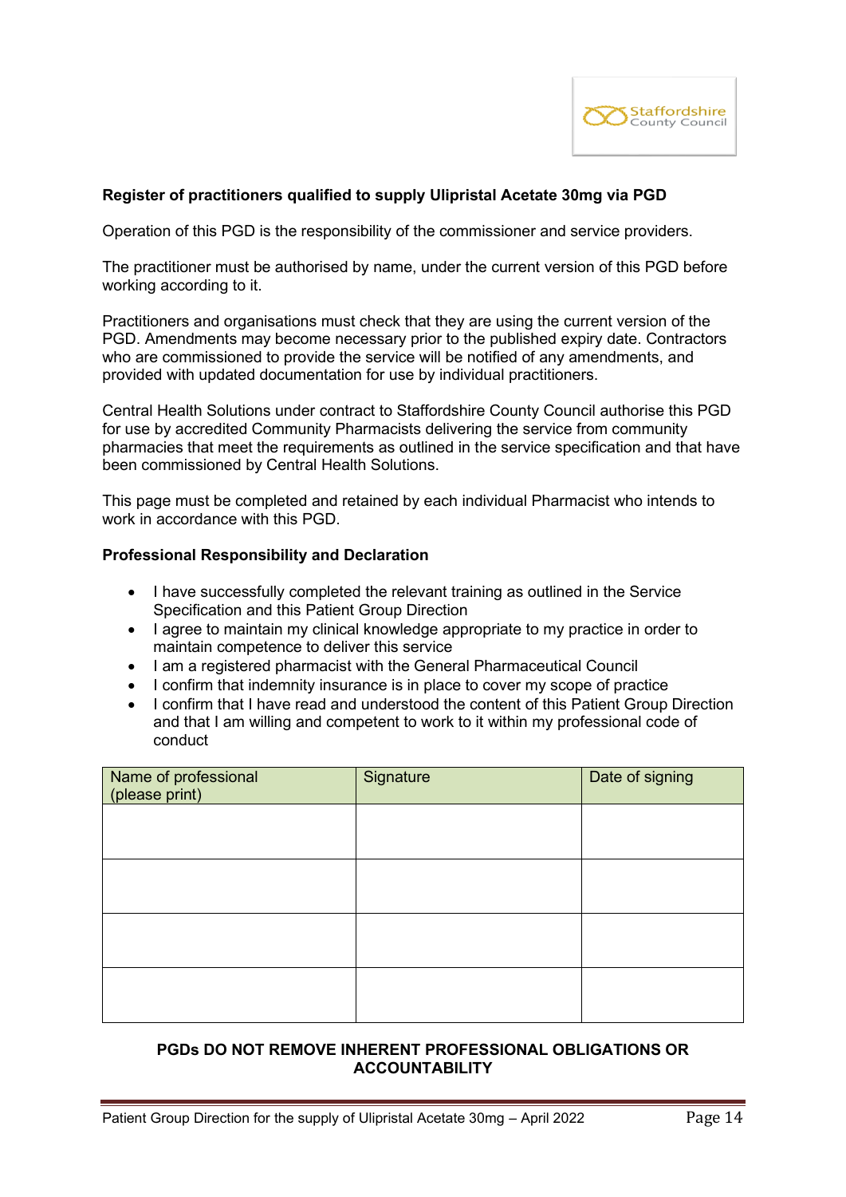**Register of practitioners qualified to supply Ulipristal Acetate 30mg via PGD**

Operation of this PGD is the responsibility of the commissioner and service providers.

The practitioner must be authorised by name, under the current version of this PGD before working according to it.

Practitioners and organisations must check that they are using the current version of the PGD. Amendments may become necessary prior to the published expiry date. Contractors who are commissioned to provide the service will be notified of any amendments, and provided with updated documentation for use by individual practitioners.

Central Health Solutions under contract to Staffordshire County Council authorise this PGD for use by accredited Community Pharmacists delivering the service from community pharmacies that meet the requirements as outlined in the service specification and that have been commissioned by Central Health Solutions.

This page must be completed and retained by each individual Pharmacist who intends to work in accordance with this PGD.

**Professional Responsibility and Declaration**

- I have successfully completed the relevant training as outlined in the Service Specification and this Patient Group Direction
- I agree to maintain my clinical knowledge appropriate to my practice in order to maintain competence to deliver this service
- I am a registered pharmacist with the General Pharmaceutical Council
- I confirm that indemnity insurance is in place to cover my scope of practice
- I confirm that I have read and understood the content of this Patient Group Direction and that I am willing and competent to work to it within my professional code of conduct

| Name of professional (please print) | Signature | Date of signing |
|---|---|---|
| | | |
| | | |
| | | |
| | | |

**PGDs DO NOT REMOVE INHERENT PROFESSIONAL OBLIGATIONS OR ACCOUNTABILITY**